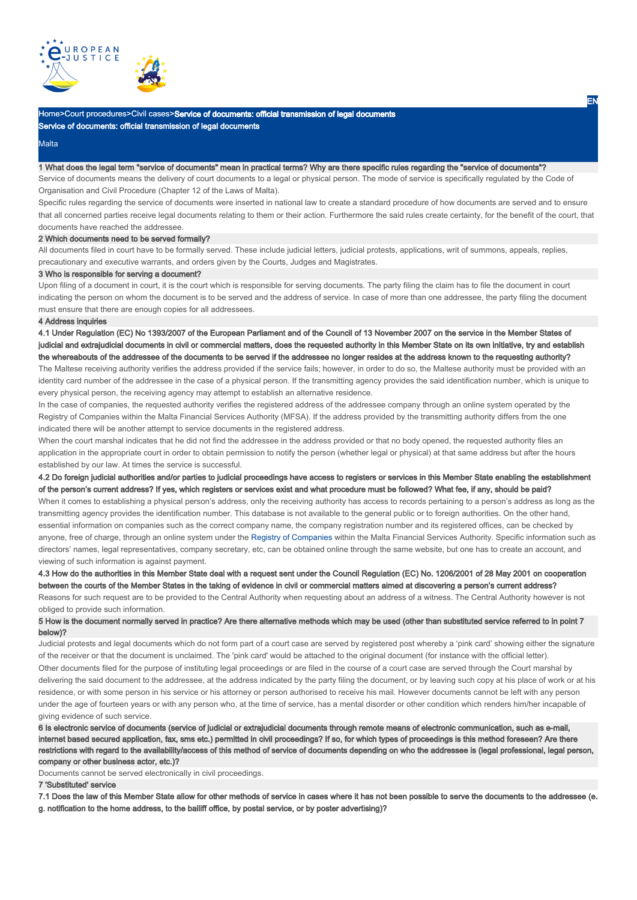Home>Court procedures>Civil cases>**Service of documents: official transmission of legal documents**

# Service of documents: official transmission of legal documents

Malta

## 1 What does the legal term "service of documents" mean in practical terms? Why are there specific rules regarding the "service of documents"?

Service of documents means the delivery of court documents to a legal or physical person. The mode of service is specifically regulated by the Code of Organisation and Civil Procedure (Chapter 12 of the Laws of Malta).

Specific rules regarding the service of documents were inserted in national law to create a standard procedure of how documents are served and to ensure that all concerned parties receive legal documents relating to them or their action. Furthermore the said rules create certainty, for the benefit of the court, that documents have reached the addressee.

## 2 Which documents need to be served formally?

All documents filed in court have to be formally served. These include judicial letters, judicial protests, applications, writ of summons, appeals, replies, precautionary and executive warrants, and orders given by the Courts, Judges and Magistrates.

## 3 Who is responsible for serving a document?

Upon filing of a document in court, it is the court which is responsible for serving documents. The party filing the claim has to file the document in court indicating the person on whom the document is to be served and the address of service. In case of more than one addressee, the party filing the document must ensure that there are enough copies for all addressees.

## 4 Address inquiries

### 4.1 Under Regulation (EC) No 1393/2007 of the European Parliament and of the Council of 13 November 2007 on the service in the Member States of judicial and extrajudicial documents in civil or commercial matters, does the requested authority in this Member State on its own initiative, try and establish the whereabouts of the addressee of the documents to be served if the addressee no longer resides at the address known to the requesting authority?

The Maltese receiving authority verifies the address provided if the service fails; however, in order to do so, the Maltese authority must be provided with an identity card number of the addressee in the case of a physical person. If the transmitting agency provides the said identification number, which is unique to every physical person, the receiving agency may attempt to establish an alternative residence.

In the case of companies, the requested authority verifies the registered address of the addressee company through an online system operated by the Registry of Companies within the Malta Financial Services Authority (MFSA). If the address provided by the transmitting authority differs from the one indicated there will be another attempt to service documents in the registered address.

When the court marshal indicates that he did not find the addressee in the address provided or that no body opened, the requested authority files an application in the appropriate court in order to obtain permission to notify the person (whether legal or physical) at that same address but after the hours established by our law. At times the service is successful.

### 4.2 Do foreign judicial authorities and/or parties to judicial proceedings have access to registers or services in this Member State enabling the establishment of the person's current address? If yes, which registers or services exist and what procedure must be followed? What fee, if any, should be paid?

When it comes to establishing a physical person's address, only the receiving authority has access to records pertaining to a person's address as long as the transmitting agency provides the identification number. This database is not available to the general public or to foreign authorities. On the other hand, essential information on companies such as the correct company name, the company registration number and its registered offices, can be checked by anyone, free of charge, through an online system under the Registry of Companies within the Malta Financial Services Authority. Specific information such as directors' names, legal representatives, company secretary, etc, can be obtained online through the same website, but one has to create an account, and viewing of such information is against payment.

### 4.3 How do the authorities in this Member State deal with a request sent under the Council Regulation (EC) No. 1206/2001 of 28 May 2001 on cooperation between the courts of the Member States in the taking of evidence in civil or commercial matters aimed at discovering a person's current address?

Reasons for such request are to be provided to the Central Authority when requesting about an address of a witness. The Central Authority however is not obliged to provide such information.

## 5 How is the document normally served in practice? Are there alternative methods which may be used (other than substituted service referred to in point 7 below)?

Judicial protests and legal documents which do not form part of a court case are served by registered post whereby a 'pink card' showing either the signature of the receiver or that the document is unclaimed. The 'pink card' would be attached to the original document (for instance with the official letter).

Other documents filed for the purpose of instituting legal proceedings or are filed in the course of a court case are served through the Court marshal by delivering the said document to the addressee, at the address indicated by the party filing the document, or by leaving such copy at his place of work or at his residence, or with some person in his service or his attorney or person authorised to receive his mail. However documents cannot be left with any person under the age of fourteen years or with any person who, at the time of service, has a mental disorder or other condition which renders him/her incapable of giving evidence of such service.

## 6 Is electronic service of documents (service of judicial or extrajudicial documents through remote means of electronic communication, such as e-mail, internet based secured application, fax, sms etc.) permitted in civil proceedings? If so, for which types of proceedings is this method foreseen? Are there restrictions with regard to the availability/access of this method of service of documents depending on who the addressee is (legal professional, legal person, company or other business actor, etc.)?

Documents cannot be served electronically in civil proceedings.

## 7 'Substituted' service

### 7.1 Does the law of this Member State allow for other methods of service in cases where it has not been possible to serve the documents to the addressee (e.g. notification to the home address, to the bailiff office, by postal service, or by poster advertising)?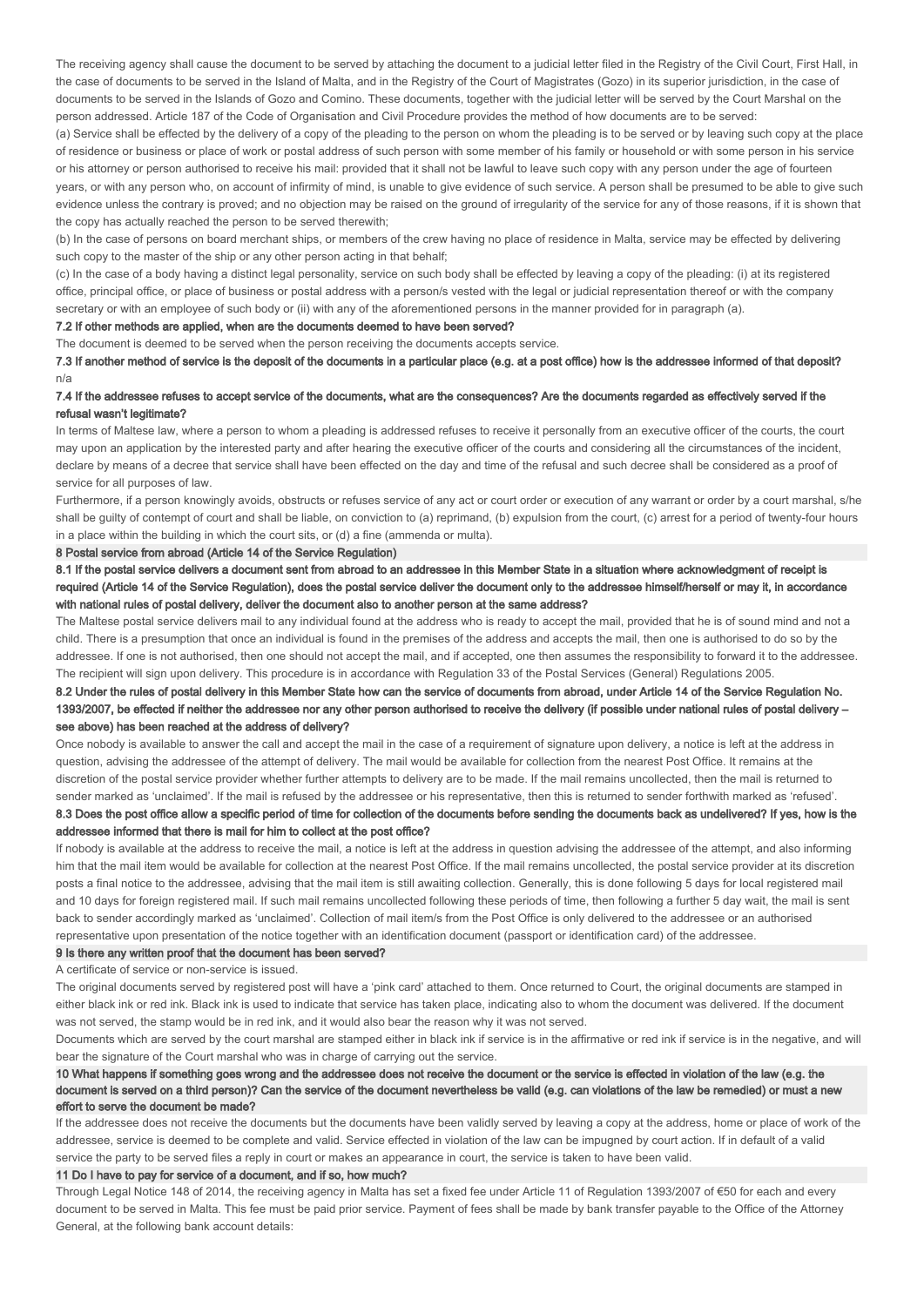The receiving agency shall cause the document to be served by attaching the document to a judicial letter filed in the Registry of the Civil Court, First Hall, in the case of documents to be served in the Island of Malta, and in the Registry of the Court of Magistrates (Gozo) in its superior jurisdiction, in the case of documents to be served in the Islands of Gozo and Comino. These documents, together with the judicial letter will be served by the Court Marshal on the person addressed. Article 187 of the Code of Organisation and Civil Procedure provides the method of how documents are to be served:

(a) Service shall be effected by the delivery of a copy of the pleading to the person on whom the pleading is to be served or by leaving such copy at the place of residence or business or place of work or postal address of such person with some member of his family or household or with some person in his service or his attorney or person authorised to receive his mail: provided that it shall not be lawful to leave such copy with any person under the age of fourteen years, or with any person who, on account of infirmity of mind, is unable to give evidence of such service. A person shall be presumed to be able to give such evidence unless the contrary is proved; and no objection may be raised on the ground of irregularity of the service for any of those reasons, if it is shown that the copy has actually reached the person to be served therewith;

(b) In the case of persons on board merchant ships, or members of the crew having no place of residence in Malta, service may be effected by delivering such copy to the master of the ship or any other person acting in that behalf;

(c) In the case of a body having a distinct legal personality, service on such body shall be effected by leaving a copy of the pleading: (i) at its registered office, principal office, or place of business or postal address with a person/s vested with the legal or judicial representation thereof or with the company secretary or with an employee of such body or (ii) with any of the aforementioned persons in the manner provided for in paragraph (a).

**7.2 If other methods are applied, when are the documents deemed to have been served?**

The document is deemed to be served when the person receiving the documents accepts service.

**7.3 If another method of service is the deposit of the documents in a particular place (e.g. at a post office) how is the addressee informed of that deposit?**

n/a

**7.4 If the addressee refuses to accept service of the documents, what are the consequences? Are the documents regarded as effectively served if the refusal wasn't legitimate?**

In terms of Maltese law, where a person to whom a pleading is addressed refuses to receive it personally from an executive officer of the courts, the court may upon an application by the interested party and after hearing the executive officer of the courts and considering all the circumstances of the incident, declare by means of a decree that service shall have been effected on the day and time of the refusal and such decree shall be considered as a proof of service for all purposes of law.

Furthermore, if a person knowingly avoids, obstructs or refuses service of any act or court order or execution of any warrant or order by a court marshal, s/he shall be guilty of contempt of court and shall be liable, on conviction to (a) reprimand, (b) expulsion from the court, (c) arrest for a period of twenty-four hours in a place within the building in which the court sits, or (d) a fine (ammenda or multa).

## 8 Postal service from abroad (Article 14 of the Service Regulation)

**8.1 If the postal service delivers a document sent from abroad to an addressee in this Member State in a situation where acknowledgment of receipt is required (Article 14 of the Service Regulation), does the postal service deliver the document only to the addressee himself/herself or may it, in accordance with national rules of postal delivery, deliver the document also to another person at the same address?**

The Maltese postal service delivers mail to any individual found at the address who is ready to accept the mail, provided that he is of sound mind and not a child. There is a presumption that once an individual is found in the premises of the address and accepts the mail, then one is authorised to do so by the addressee. If one is not authorised, then one should not accept the mail, and if accepted, one then assumes the responsibility to forward it to the addressee. The recipient will sign upon delivery. This procedure is in accordance with Regulation 33 of the Postal Services (General) Regulations 2005.

**8.2 Under the rules of postal delivery in this Member State how can the service of documents from abroad, under Article 14 of the Service Regulation No. 1393/2007, be effected if neither the addressee nor any other person authorised to receive the delivery (if possible under national rules of postal delivery – see above) has been reached at the address of delivery?**

Once nobody is available to answer the call and accept the mail in the case of a requirement of signature upon delivery, a notice is left at the address in question, advising the addressee of the attempt of delivery. The mail would be available for collection from the nearest Post Office. It remains at the discretion of the postal service provider whether further attempts to delivery are to be made. If the mail remains uncollected, then the mail is returned to sender marked as 'unclaimed'. If the mail is refused by the addressee or his representative, then this is returned to sender forthwith marked as 'refused'.

**8.3 Does the post office allow a specific period of time for collection of the documents before sending the documents back as undelivered? If yes, how is the addressee informed that there is mail for him to collect at the post office?**

If nobody is available at the address to receive the mail, a notice is left at the address in question advising the addressee of the attempt, and also informing him that the mail item would be available for collection at the nearest Post Office. If the mail remains uncollected, the postal service provider at its discretion posts a final notice to the addressee, advising that the mail item is still awaiting collection. Generally, this is done following 5 days for local registered mail and 10 days for foreign registered mail. If such mail remains uncollected following these periods of time, then following a further 5 day wait, the mail is sent back to sender accordingly marked as 'unclaimed'. Collection of mail item/s from the Post Office is only delivered to the addressee or an authorised representative upon presentation of the notice together with an identification document (passport or identification card) of the addressee.

## 9 Is there any written proof that the document has been served?

A certificate of service or non-service is issued.

The original documents served by registered post will have a 'pink card' attached to them. Once returned to Court, the original documents are stamped in either black ink or red ink. Black ink is used to indicate that service has taken place, indicating also to whom the document was delivered. If the document was not served, the stamp would be in red ink, and it would also bear the reason why it was not served.

Documents which are served by the court marshal are stamped either in black ink if service is in the affirmative or red ink if service is in the negative, and will bear the signature of the Court marshal who was in charge of carrying out the service.

## 10 What happens if something goes wrong and the addressee does not receive the document or the service is effected in violation of the law (e.g. the document is served on a third person)? Can the service of the document nevertheless be valid (e.g. can violations of the law be remedied) or must a new effort to serve the document be made?

If the addressee does not receive the documents but the documents have been validly served by leaving a copy at the address, home or place of work of the addressee, service is deemed to be complete and valid. Service effected in violation of the law can be impugned by court action. If in default of a valid service the party to be served files a reply in court or makes an appearance in court, the service is taken to have been valid.

## 11 Do I have to pay for service of a document, and if so, how much?

Through Legal Notice 148 of 2014, the receiving agency in Malta has set a fixed fee under Article 11 of Regulation 1393/2007 of €50 for each and every document to be served in Malta. This fee must be paid prior service. Payment of fees shall be made by bank transfer payable to the Office of the Attorney General, at the following bank account details: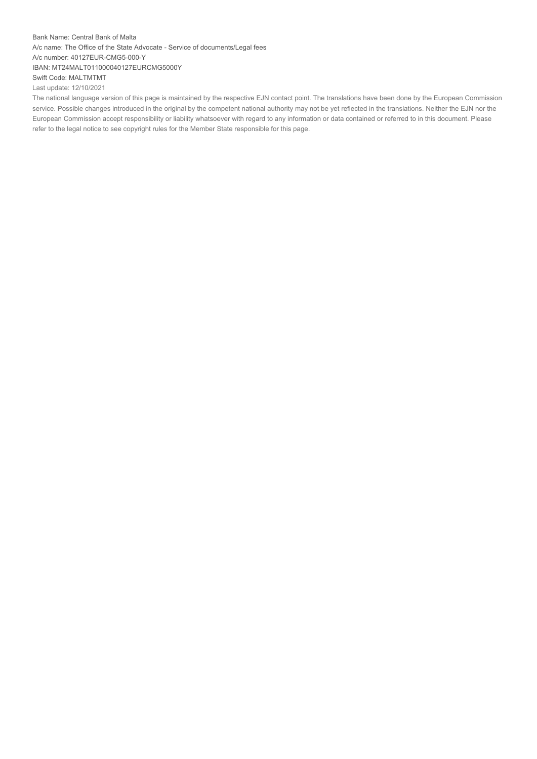Bank Name: Central Bank of Malta

A/c name: The Office of the State Advocate - Service of documents/Legal fees

A/c number: 40127EUR-CMG5-000-Y

IBAN: MT24MALT011000040127EURCMG5000Y

Swift Code: MALTMTMT

Last update: 12/10/2021

The national language version of this page is maintained by the respective EJN contact point. The translations have been done by the European Commission service. Possible changes introduced in the original by the competent national authority may not be yet reflected in the translations. Neither the EJN nor the European Commission accept responsibility or liability whatsoever with regard to any information or data contained or referred to in this document. Please refer to the legal notice to see copyright rules for the Member State responsible for this page.